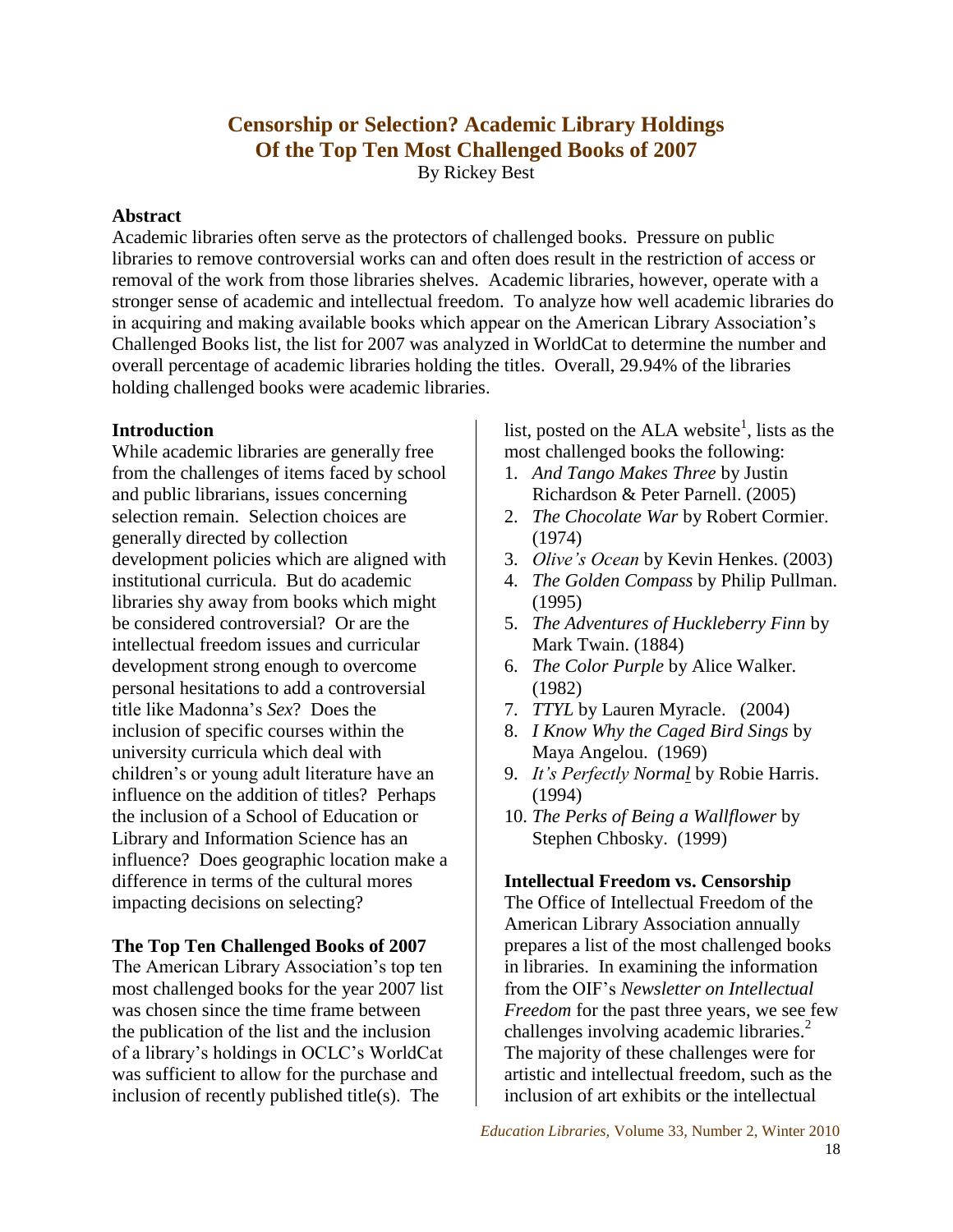# Censorship or Selection? Academic Library Holdings Of the Top Ten Most Challenged Books of 2007

By Rickey Best

## Abstract

Academic libraries often serve as the protectors of challenged books. Pressure on public libraries to remove controversial works can and often does result in the restriction of access or removal of the work from those libraries shelves. Academic libraries, however, operate with a stronger sense of academic and intellectual freedom. To analyze how well academic libraries do in acquiring and making available books which appear on the American Library Association's Challenged Books list, the list for 2007 was analyzed in WorldCat to determine the number and overall percentage of academic libraries holding the titles. Overall, 29.94% of the libraries holding challenged books were academic libraries.

## Introduction

While academic libraries are generally free from the challenges of items faced by school and public librarians, issues concerning selection remain. Selection choices are generally directed by collection development policies which are aligned with institutional curricula. But do academic libraries shy away from books which might be considered controversial? Or are the intellectual freedom issues and curricular development strong enough to overcome personal hesitations to add a controversial title like Madonna's *Sex*? Does the inclusion of specific courses within the university curricula which deal with children's or young adult literature have an influence on the addition of titles? Perhaps the inclusion of a School of Education or Library and Information Science has an influence? Does geographic location make a difference in terms of the cultural mores impacting decisions on selecting?

## The Top Ten Challenged Books of 2007

The American Library Association's top ten most challenged books for the year 2007 list was chosen since the time frame between the publication of the list and the inclusion of a library's holdings in OCLC's WorldCat was sufficient to allow for the purchase and inclusion of recently published title(s). The list, posted on the ALA website[1], lists as the most challenged books the following:

1. *And Tango Makes Three* by Justin Richardson & Peter Parnell. (2005)
2. *The Chocolate War* by Robert Cormier. (1974)
3. *Olive's Ocean* by Kevin Henkes. (2003)
4. *The Golden Compass* by Philip Pullman. (1995)
5. *The Adventures of Huckleberry Finn* by Mark Twain. (1884)
6. *The Color Purple* by Alice Walker. (1982)
7. *TTYL* by Lauren Myracle. (2004)
8. *I Know Why the Caged Bird Sings* by Maya Angelou. (1969)
9. *It's Perfectly Normal* by Robie Harris. (1994)
10. *The Perks of Being a Wallflower* by Stephen Chbosky. (1999)

## Intellectual Freedom vs. Censorship

The Office of Intellectual Freedom of the American Library Association annually prepares a list of the most challenged books in libraries. In examining the information from the OIF's *Newsletter on Intellectual Freedom* for the past three years, we see few challenges involving academic libraries.[2] The majority of these challenges were for artistic and intellectual freedom, such as the inclusion of art exhibits or the intellectual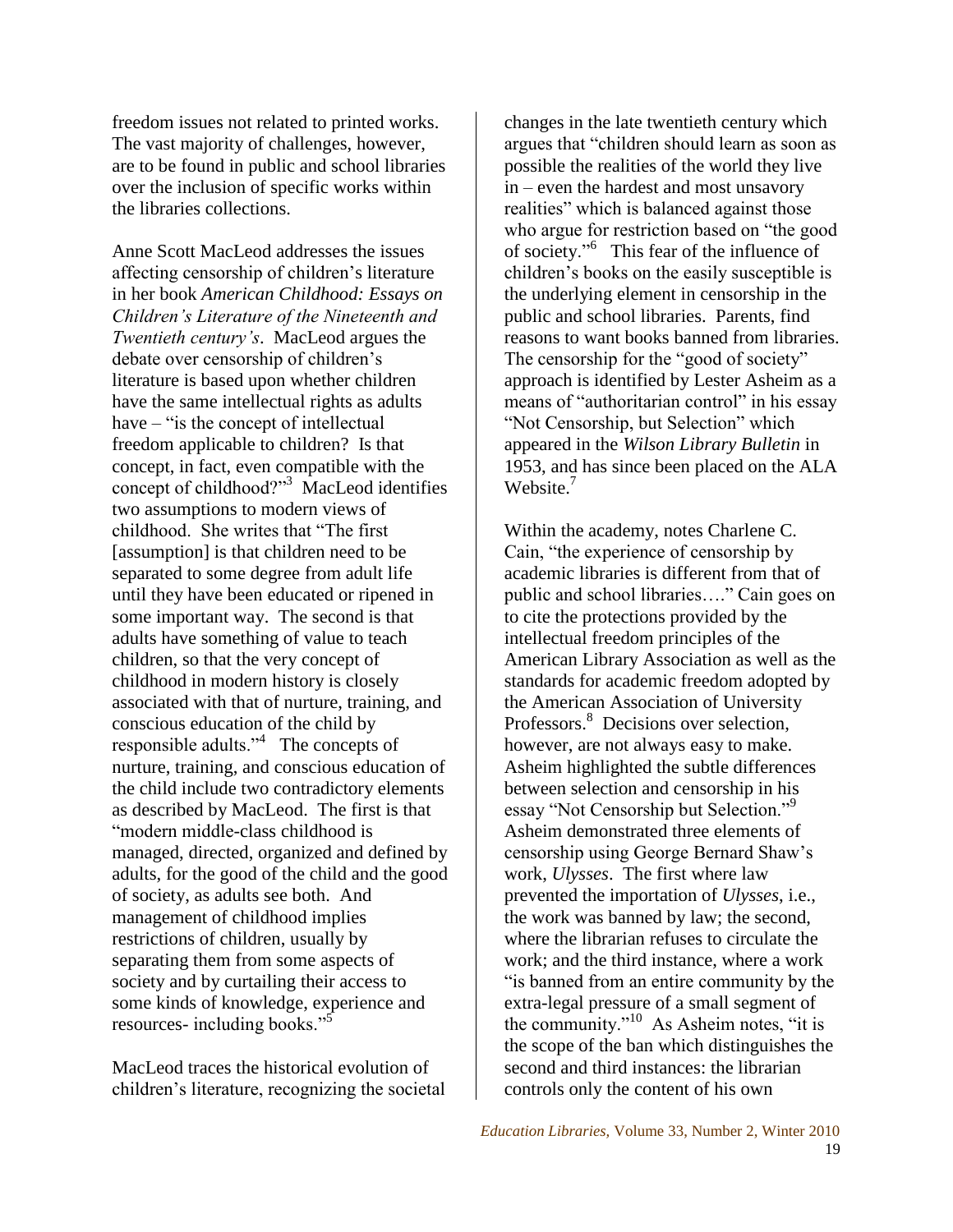freedom issues not related to printed works. The vast majority of challenges, however, are to be found in public and school libraries over the inclusion of specific works within the libraries collections.

Anne Scott MacLeod addresses the issues affecting censorship of children's literature in her book *American Childhood: Essays on Children's Literature of the Nineteenth and Twentieth century's*. MacLeod argues the debate over censorship of children's literature is based upon whether children have the same intellectual rights as adults have – "is the concept of intellectual freedom applicable to children? Is that concept, in fact, even compatible with the concept of childhood?"[3] MacLeod identifies two assumptions to modern views of childhood. She writes that "The first [assumption] is that children need to be separated to some degree from adult life until they have been educated or ripened in some important way. The second is that adults have something of value to teach children, so that the very concept of childhood in modern history is closely associated with that of nurture, training, and conscious education of the child by responsible adults."[4] The concepts of nurture, training, and conscious education of the child include two contradictory elements as described by MacLeod. The first is that "modern middle-class childhood is managed, directed, organized and defined by adults, for the good of the child and the good of society, as adults see both. And management of childhood implies restrictions of children, usually by separating them from some aspects of society and by curtailing their access to some kinds of knowledge, experience and resources- including books."[5]

MacLeod traces the historical evolution of children's literature, recognizing the societal changes in the late twentieth century which argues that "children should learn as soon as possible the realities of the world they live in – even the hardest and most unsavory realities" which is balanced against those who argue for restriction based on "the good of society."[6] This fear of the influence of children's books on the easily susceptible is the underlying element in censorship in the public and school libraries. Parents, find reasons to want books banned from libraries. The censorship for the "good of society" approach is identified by Lester Asheim as a means of "authoritarian control" in his essay "Not Censorship, but Selection" which appeared in the *Wilson Library Bulletin* in 1953, and has since been placed on the ALA Website.[7]

Within the academy, notes Charlene C. Cain, "the experience of censorship by academic libraries is different from that of public and school libraries…." Cain goes on to cite the protections provided by the intellectual freedom principles of the American Library Association as well as the standards for academic freedom adopted by the American Association of University Professors.[8] Decisions over selection, however, are not always easy to make. Asheim highlighted the subtle differences between selection and censorship in his essay "Not Censorship but Selection."[9] Asheim demonstrated three elements of censorship using George Bernard Shaw's work, *Ulysses*. The first where law prevented the importation of *Ulysses*, i.e., the work was banned by law; the second, where the librarian refuses to circulate the work; and the third instance, where a work "is banned from an entire community by the extra-legal pressure of a small segment of the community."[10] As Asheim notes, "it is the scope of the ban which distinguishes the second and third instances: the librarian controls only the content of his own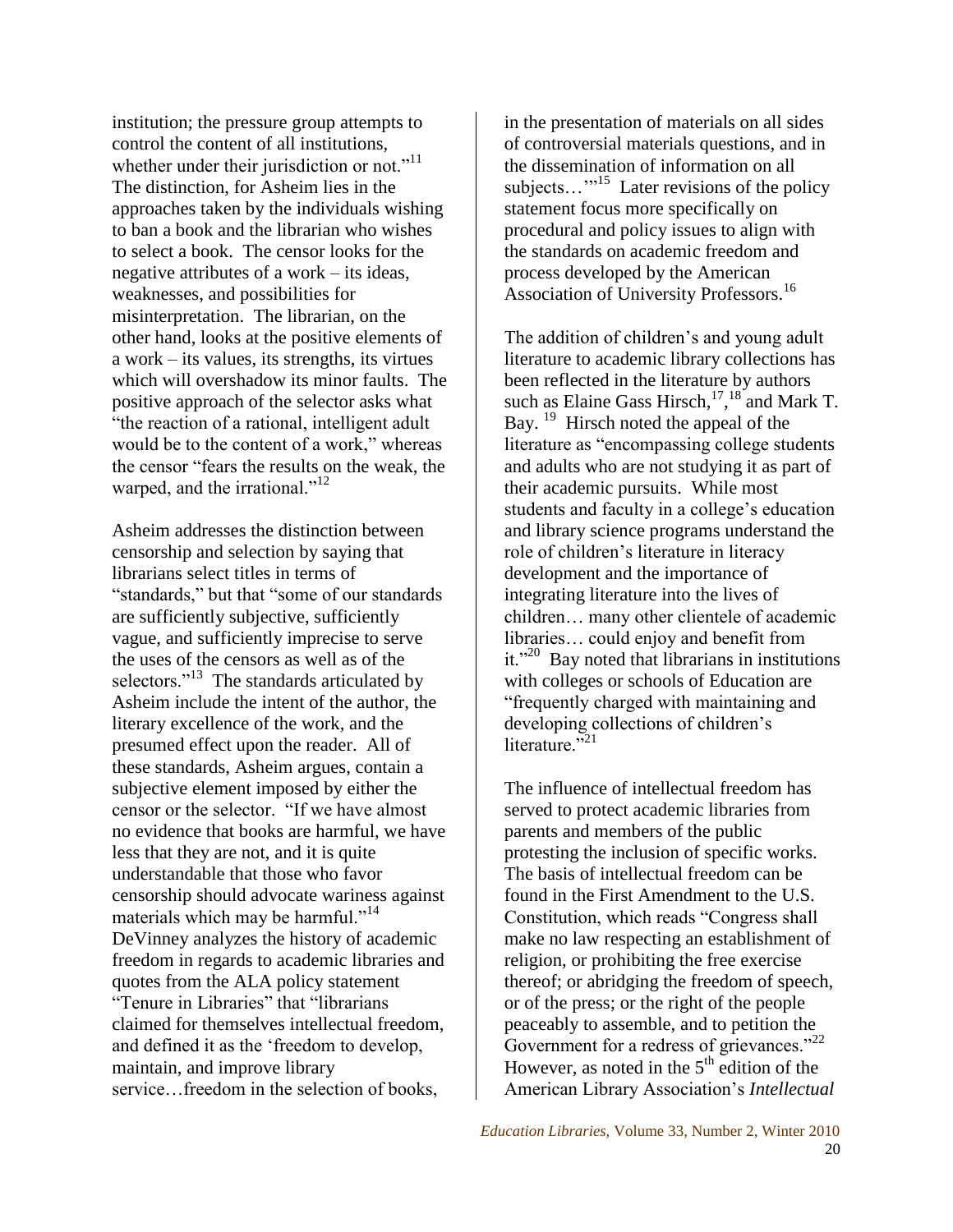institution; the pressure group attempts to control the content of all institutions, whether under their jurisdiction or not."[11] The distinction, for Asheim lies in the approaches taken by the individuals wishing to ban a book and the librarian who wishes to select a book. The censor looks for the negative attributes of a work – its ideas, weaknesses, and possibilities for misinterpretation. The librarian, on the other hand, looks at the positive elements of a work – its values, its strengths, its virtues which will overshadow its minor faults. The positive approach of the selector asks what "the reaction of a rational, intelligent adult would be to the content of a work," whereas the censor "fears the results on the weak, the warped, and the irrational."[12]

Asheim addresses the distinction between censorship and selection by saying that librarians select titles in terms of "standards," but that "some of our standards are sufficiently subjective, sufficiently vague, and sufficiently imprecise to serve the uses of the censors as well as of the selectors."[13] The standards articulated by Asheim include the intent of the author, the literary excellence of the work, and the presumed effect upon the reader. All of these standards, Asheim argues, contain a subjective element imposed by either the censor or the selector. "If we have almost no evidence that books are harmful, we have less that they are not, and it is quite understandable that those who favor censorship should advocate wariness against materials which may be harmful."[14] DeVinney analyzes the history of academic freedom in regards to academic libraries and quotes from the ALA policy statement "Tenure in Libraries" that "librarians claimed for themselves intellectual freedom, and defined it as the 'freedom to develop, maintain, and improve library service…freedom in the selection of books, in the presentation of materials on all sides of controversial materials questions, and in the dissemination of information on all subjects…'"[15] Later revisions of the policy statement focus more specifically on procedural and policy issues to align with the standards on academic freedom and process developed by the American Association of University Professors.[16]

The addition of children's and young adult literature to academic library collections has been reflected in the literature by authors such as Elaine Gass Hirsch,[17,18] and Mark T. Bay.[19] Hirsch noted the appeal of the literature as "encompassing college students and adults who are not studying it as part of their academic pursuits. While most students and faculty in a college's education and library science programs understand the role of children's literature in literacy development and the importance of integrating literature into the lives of children… many other clientele of academic libraries… could enjoy and benefit from it."[20] Bay noted that librarians in institutions with colleges or schools of Education are "frequently charged with maintaining and developing collections of children's literature."[21]

The influence of intellectual freedom has served to protect academic libraries from parents and members of the public protesting the inclusion of specific works. The basis of intellectual freedom can be found in the First Amendment to the U.S. Constitution, which reads "Congress shall make no law respecting an establishment of religion, or prohibiting the free exercise thereof; or abridging the freedom of speech, or of the press; or the right of the people peaceably to assemble, and to petition the Government for a redress of grievances."[22] However, as noted in the 5th edition of the American Library Association's *Intellectual*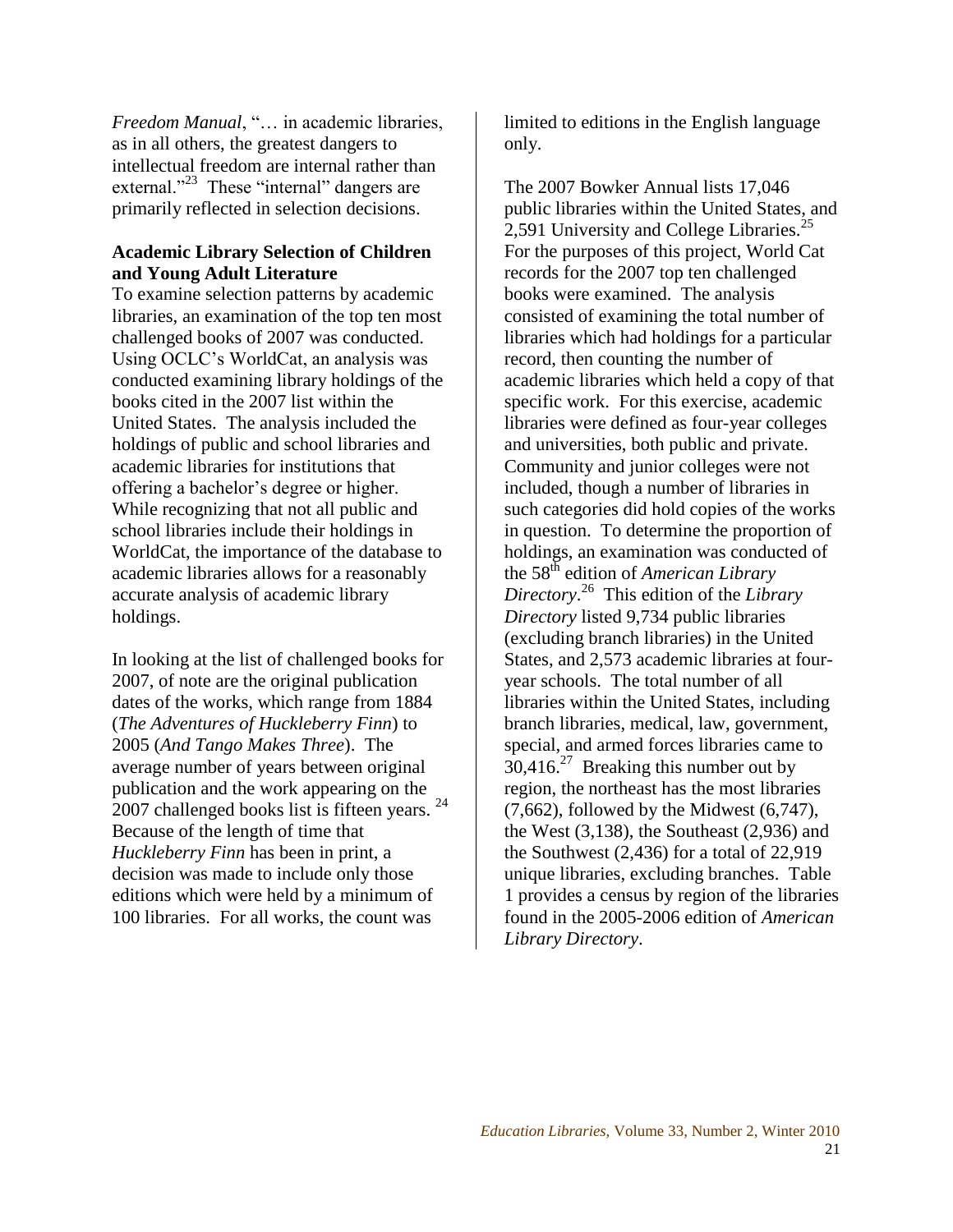*Freedom Manual*, "… in academic libraries, as in all others, the greatest dangers to intellectual freedom are internal rather than external."[23] These "internal" dangers are primarily reflected in selection decisions.

**Academic Library Selection of Children and Young Adult Literature**

To examine selection patterns by academic libraries, an examination of the top ten most challenged books of 2007 was conducted. Using OCLC's WorldCat, an analysis was conducted examining library holdings of the books cited in the 2007 list within the United States. The analysis included the holdings of public and school libraries and academic libraries for institutions that offering a bachelor's degree or higher. While recognizing that not all public and school libraries include their holdings in WorldCat, the importance of the database to academic libraries allows for a reasonably accurate analysis of academic library holdings.

In looking at the list of challenged books for 2007, of note are the original publication dates of the works, which range from 1884 (*The Adventures of Huckleberry Finn*) to 2005 (*And Tango Makes Three*). The average number of years between original publication and the work appearing on the 2007 challenged books list is fifteen years.[24] Because of the length of time that *Huckleberry Finn* has been in print, a decision was made to include only those editions which were held by a minimum of 100 libraries. For all works, the count was limited to editions in the English language only.

The 2007 Bowker Annual lists 17,046 public libraries within the United States, and 2,591 University and College Libraries.[25] For the purposes of this project, World Cat records for the 2007 top ten challenged books were examined. The analysis consisted of examining the total number of libraries which had holdings for a particular record, then counting the number of academic libraries which held a copy of that specific work. For this exercise, academic libraries were defined as four-year colleges and universities, both public and private. Community and junior colleges were not included, though a number of libraries in such categories did hold copies of the works in question. To determine the proportion of holdings, an examination was conducted of the 58th edition of *American Library Directory*.[26] This edition of the *Library Directory* listed 9,734 public libraries (excluding branch libraries) in the United States, and 2,573 academic libraries at four-year schools. The total number of all libraries within the United States, including branch libraries, medical, law, government, special, and armed forces libraries came to 30,416.[27] Breaking this number out by region, the northeast has the most libraries (7,662), followed by the Midwest (6,747), the West (3,138), the Southeast (2,936) and the Southwest (2,436) for a total of 22,919 unique libraries, excluding branches. Table 1 provides a census by region of the libraries found in the 2005-2006 edition of *American Library Directory*.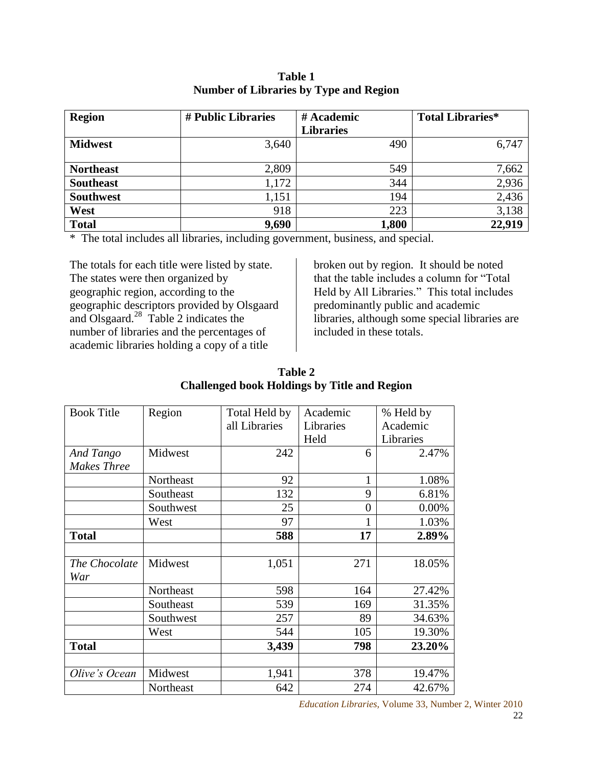**Table 1**
**Number of Libraries by Type and Region**

| Region | # Public Libraries | # Academic Libraries | Total Libraries* |
|---|---|---|---|
| **Midwest** | 3,640 | 490 | 6,747 |
| **Northeast** | 2,809 | 549 | 7,662 |
| **Southeast** | 1,172 | 344 | 2,936 |
| **Southwest** | 1,151 | 194 | 2,436 |
| **West** | 918 | 223 | 3,138 |
| **Total** | **9,690** | **1,800** | **22,919** |

* The total includes all libraries, including government, business, and special.

The totals for each title were listed by state. The states were then organized by geographic region, according to the geographic descriptors provided by Olsgaard and Olsgaard.[28] Table 2 indicates the number of libraries and the percentages of academic libraries holding a copy of a title broken out by region. It should be noted that the table includes a column for "Total Held by All Libraries." This total includes predominantly public and academic libraries, although some special libraries are included in these totals.

**Table 2**
**Challenged book Holdings by Title and Region**

| Book Title | Region | Total Held by all Libraries | Academic Libraries Held | % Held by Academic Libraries |
|---|---|---|---|---|
| *And Tango Makes Three* | Midwest | 242 | 6 | 2.47% |
| | Northeast | 92 | 1 | 1.08% |
| | Southeast | 132 | 9 | 6.81% |
| | Southwest | 25 | 0 | 0.00% |
| | West | 97 | 1 | 1.03% |
| **Total** | | **588** | **17** | **2.89%** |
| | | | | |
| *The Chocolate War* | Midwest | 1,051 | 271 | 18.05% |
| | Northeast | 598 | 164 | 27.42% |
| | Southeast | 539 | 169 | 31.35% |
| | Southwest | 257 | 89 | 34.63% |
| | West | 544 | 105 | 19.30% |
| **Total** | | **3,439** | **798** | **23.20%** |
| | | | | |
| *Olive's Ocean* | Midwest | 1,941 | 378 | 19.47% |
| | Northeast | 642 | 274 | 42.67% |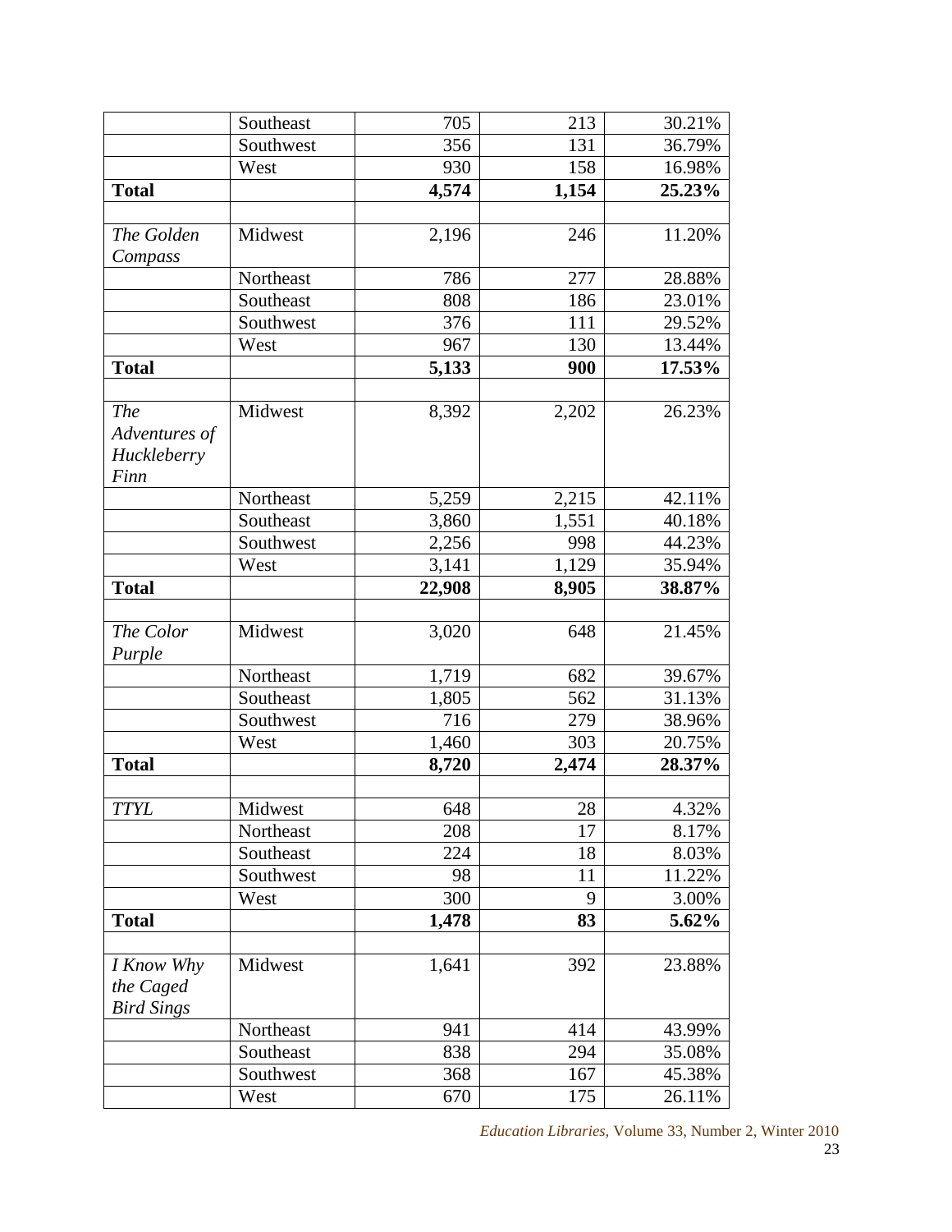| | | | | |
|---|---|---|---|---|
| | Southeast | 705 | 213 | 30.21% |
| | Southwest | 356 | 131 | 36.79% |
| | West | 930 | 158 | 16.98% |
| **Total** | | **4,574** | **1,154** | **25.23%** |
| | | | | |
| *The Golden Compass* | Midwest | 2,196 | 246 | 11.20% |
| | Northeast | 786 | 277 | 28.88% |
| | Southeast | 808 | 186 | 23.01% |
| | Southwest | 376 | 111 | 29.52% |
| | West | 967 | 130 | 13.44% |
| **Total** | | **5,133** | **900** | **17.53%** |
| | | | | |
| *The Adventures of Huckleberry Finn* | Midwest | 8,392 | 2,202 | 26.23% |
| | Northeast | 5,259 | 2,215 | 42.11% |
| | Southeast | 3,860 | 1,551 | 40.18% |
| | Southwest | 2,256 | 998 | 44.23% |
| | West | 3,141 | 1,129 | 35.94% |
| **Total** | | **22,908** | **8,905** | **38.87%** |
| | | | | |
| *The Color Purple* | Midwest | 3,020 | 648 | 21.45% |
| | Northeast | 1,719 | 682 | 39.67% |
| | Southeast | 1,805 | 562 | 31.13% |
| | Southwest | 716 | 279 | 38.96% |
| | West | 1,460 | 303 | 20.75% |
| **Total** | | **8,720** | **2,474** | **28.37%** |
| | | | | |
| *TTYL* | Midwest | 648 | 28 | 4.32% |
| | Northeast | 208 | 17 | 8.17% |
| | Southeast | 224 | 18 | 8.03% |
| | Southwest | 98 | 11 | 11.22% |
| | West | 300 | 9 | 3.00% |
| **Total** | | **1,478** | **83** | **5.62%** |
| | | | | |
| *I Know Why the Caged Bird Sings* | Midwest | 1,641 | 392 | 23.88% |
| | Northeast | 941 | 414 | 43.99% |
| | Southeast | 838 | 294 | 35.08% |
| | Southwest | 368 | 167 | 45.38% |
| | West | 670 | 175 | 26.11% |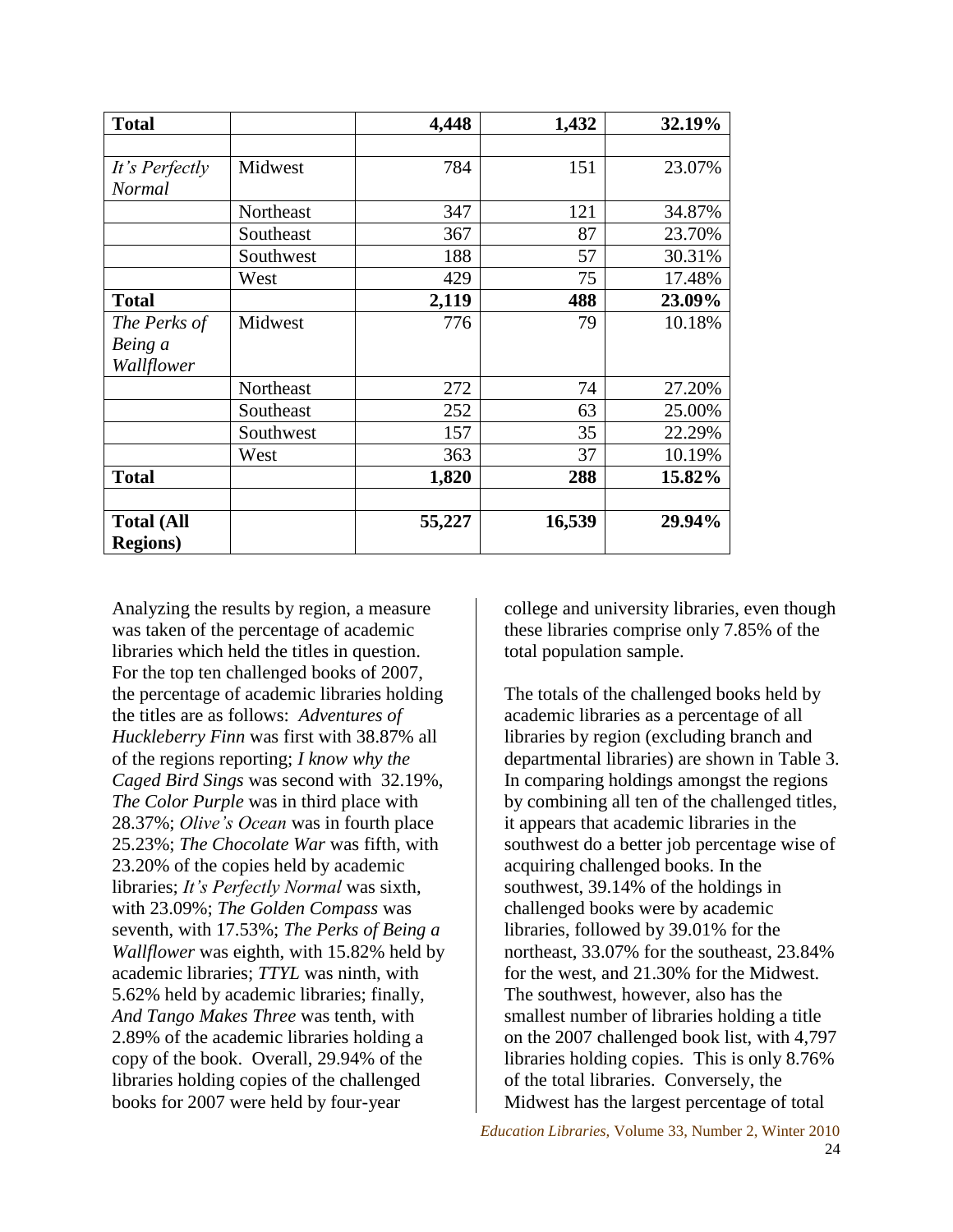| Total | | 4,448 | 1,432 | 32.19% |
|---|---|---|---|---|
| | | | | |
| *It's Perfectly Normal* | Midwest | 784 | 151 | 23.07% |
| | Northeast | 347 | 121 | 34.87% |
| | Southeast | 367 | 87 | 23.70% |
| | Southwest | 188 | 57 | 30.31% |
| | West | 429 | 75 | 17.48% |
| **Total** | | **2,119** | **488** | **23.09%** |
| *The Perks of Being a Wallflower* | Midwest | 776 | 79 | 10.18% |
| | Northeast | 272 | 74 | 27.20% |
| | Southeast | 252 | 63 | 25.00% |
| | Southwest | 157 | 35 | 22.29% |
| | West | 363 | 37 | 10.19% |
| **Total** | | **1,820** | **288** | **15.82%** |
| | | | | |
| **Total (All Regions)** | | **55,227** | **16,539** | **29.94%** |

Analyzing the results by region, a measure was taken of the percentage of academic libraries which held the titles in question. For the top ten challenged books of 2007, the percentage of academic libraries holding the titles are as follows: *Adventures of Huckleberry Finn* was first with 38.87% all of the regions reporting; *I know why the Caged Bird Sings* was second with 32.19%, *The Color Purple* was in third place with 28.37%; *Olive's Ocean* was in fourth place 25.23%; *The Chocolate War* was fifth, with 23.20% of the copies held by academic libraries; *It's Perfectly Normal* was sixth, with 23.09%; *The Golden Compass* was seventh, with 17.53%; *The Perks of Being a Wallflower* was eighth, with 15.82% held by academic libraries; *TTYL* was ninth, with 5.62% held by academic libraries; finally, *And Tango Makes Three* was tenth, with 2.89% of the academic libraries holding a copy of the book. Overall, 29.94% of the libraries holding copies of the challenged books for 2007 were held by four-year college and university libraries, even though these libraries comprise only 7.85% of the total population sample.

The totals of the challenged books held by academic libraries as a percentage of all libraries by region (excluding branch and departmental libraries) are shown in Table 3. In comparing holdings amongst the regions by combining all ten of the challenged titles, it appears that academic libraries in the southwest do a better job percentage wise of acquiring challenged books. In the southwest, 39.14% of the holdings in challenged books were by academic libraries, followed by 39.01% for the northeast, 33.07% for the southeast, 23.84% for the west, and 21.30% for the Midwest. The southwest, however, also has the smallest number of libraries holding a title on the 2007 challenged book list, with 4,797 libraries holding copies. This is only 8.76% of the total libraries. Conversely, the Midwest has the largest percentage of total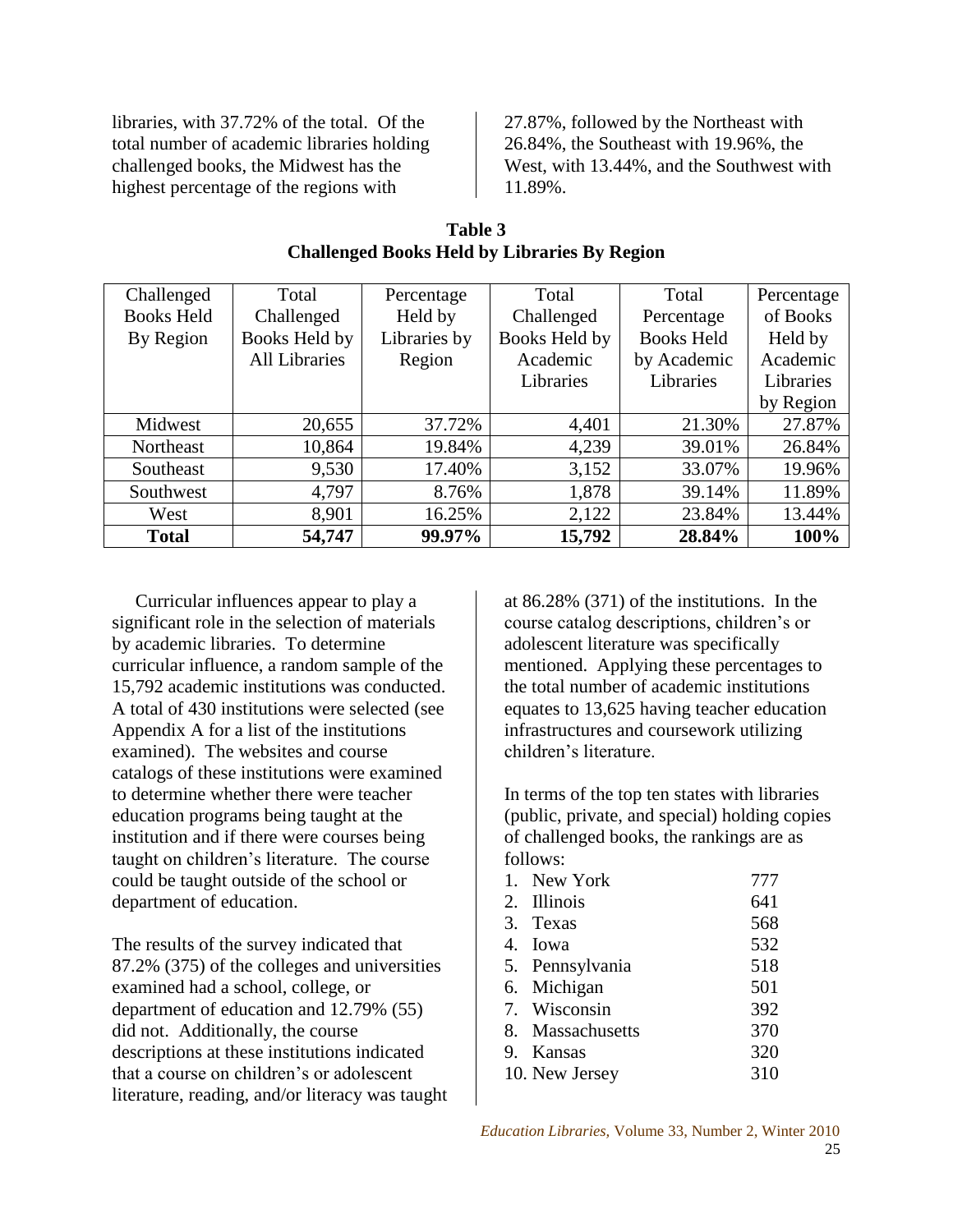libraries, with 37.72% of the total. Of the total number of academic libraries holding challenged books, the Midwest has the highest percentage of the regions with 27.87%, followed by the Northeast with 26.84%, the Southeast with 19.96%, the West, with 13.44%, and the Southwest with 11.89%.

**Table 3**
**Challenged Books Held by Libraries By Region**

| Challenged Books Held By Region | Total Challenged Books Held by All Libraries | Percentage Held by Libraries by Region | Total Challenged Books Held by Academic Libraries | Total Percentage Books Held by Academic Libraries | Percentage of Books Held by Academic Libraries by Region |
|---|---|---|---|---|---|
| Midwest | 20,655 | 37.72% | 4,401 | 21.30% | 27.87% |
| Northeast | 10,864 | 19.84% | 4,239 | 39.01% | 26.84% |
| Southeast | 9,530 | 17.40% | 3,152 | 33.07% | 19.96% |
| Southwest | 4,797 | 8.76% | 1,878 | 39.14% | 11.89% |
| West | 8,901 | 16.25% | 2,122 | 23.84% | 13.44% |
| **Total** | **54,747** | **99.97%** | **15,792** | **28.84%** | **100%** |

Curricular influences appear to play a significant role in the selection of materials by academic libraries. To determine curricular influence, a random sample of the 15,792 academic institutions was conducted. A total of 430 institutions were selected (see Appendix A for a list of the institutions examined). The websites and course catalogs of these institutions were examined to determine whether there were teacher education programs being taught at the institution and if there were courses being taught on children's literature. The course could be taught outside of the school or department of education.

The results of the survey indicated that 87.2% (375) of the colleges and universities examined had a school, college, or department of education and 12.79% (55) did not. Additionally, the course descriptions at these institutions indicated that a course on children's or adolescent literature, reading, and/or literacy was taught at 86.28% (371) of the institutions. In the course catalog descriptions, children's or adolescent literature was specifically mentioned. Applying these percentages to the total number of academic institutions equates to 13,625 having teacher education infrastructures and coursework utilizing children's literature.

In terms of the top ten states with libraries (public, private, and special) holding copies of challenged books, the rankings are as follows:

| | |
|---|---|
| 1. New York | 777 |
| 2. Illinois | 641 |
| 3. Texas | 568 |
| 4. Iowa | 532 |
| 5. Pennsylvania | 518 |
| 6. Michigan | 501 |
| 7. Wisconsin | 392 |
| 8. Massachusetts | 370 |
| 9. Kansas | 320 |
| 10. New Jersey | 310 |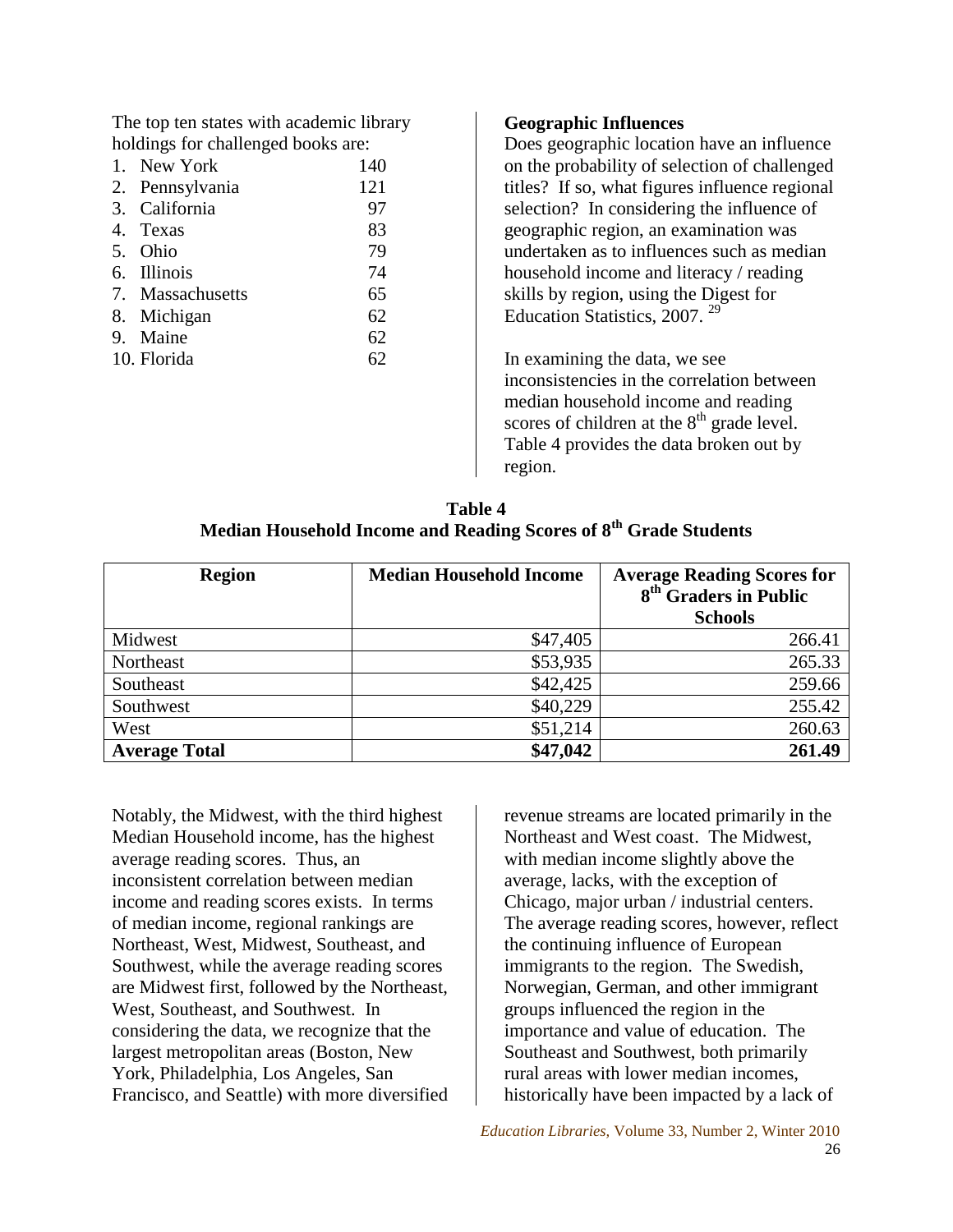The top ten states with academic library holdings for challenged books are:

| | |
|---|---|
| 1. New York | 140 |
| 2. Pennsylvania | 121 |
| 3. California | 97 |
| 4. Texas | 83 |
| 5. Ohio | 79 |
| 6. Illinois | 74 |
| 7. Massachusetts | 65 |
| 8. Michigan | 62 |
| 9. Maine | 62 |
| 10. Florida | 62 |

**Geographic Influences**

Does geographic location have an influence on the probability of selection of challenged titles? If so, what figures influence regional selection? In considering the influence of geographic region, an examination was undertaken as to influences such as median household income and literacy / reading skills by region, using the Digest for Education Statistics, 2007. [29]

In examining the data, we see inconsistencies in the correlation between median household income and reading scores of children at the 8th grade level. Table 4 provides the data broken out by region.

**Table 4**
**Median Household Income and Reading Scores of 8th Grade Students**

| Region | Median Household Income | Average Reading Scores for 8th Graders in Public Schools |
|---|---|---|
| Midwest | $47,405 | 266.41 |
| Northeast | $53,935 | 265.33 |
| Southeast | $42,425 | 259.66 |
| Southwest | $40,229 | 255.42 |
| West | $51,214 | 260.63 |
| **Average Total** | **$47,042** | **261.49** |

Notably, the Midwest, with the third highest Median Household income, has the highest average reading scores. Thus, an inconsistent correlation between median income and reading scores exists. In terms of median income, regional rankings are Northeast, West, Midwest, Southeast, and Southwest, while the average reading scores are Midwest first, followed by the Northeast, West, Southeast, and Southwest. In considering the data, we recognize that the largest metropolitan areas (Boston, New York, Philadelphia, Los Angeles, San Francisco, and Seattle) with more diversified revenue streams are located primarily in the Northeast and West coast. The Midwest, with median income slightly above the average, lacks, with the exception of Chicago, major urban / industrial centers. The average reading scores, however, reflect the continuing influence of European immigrants to the region. The Swedish, Norwegian, German, and other immigrant groups influenced the region in the importance and value of education. The Southeast and Southwest, both primarily rural areas with lower median incomes, historically have been impacted by a lack of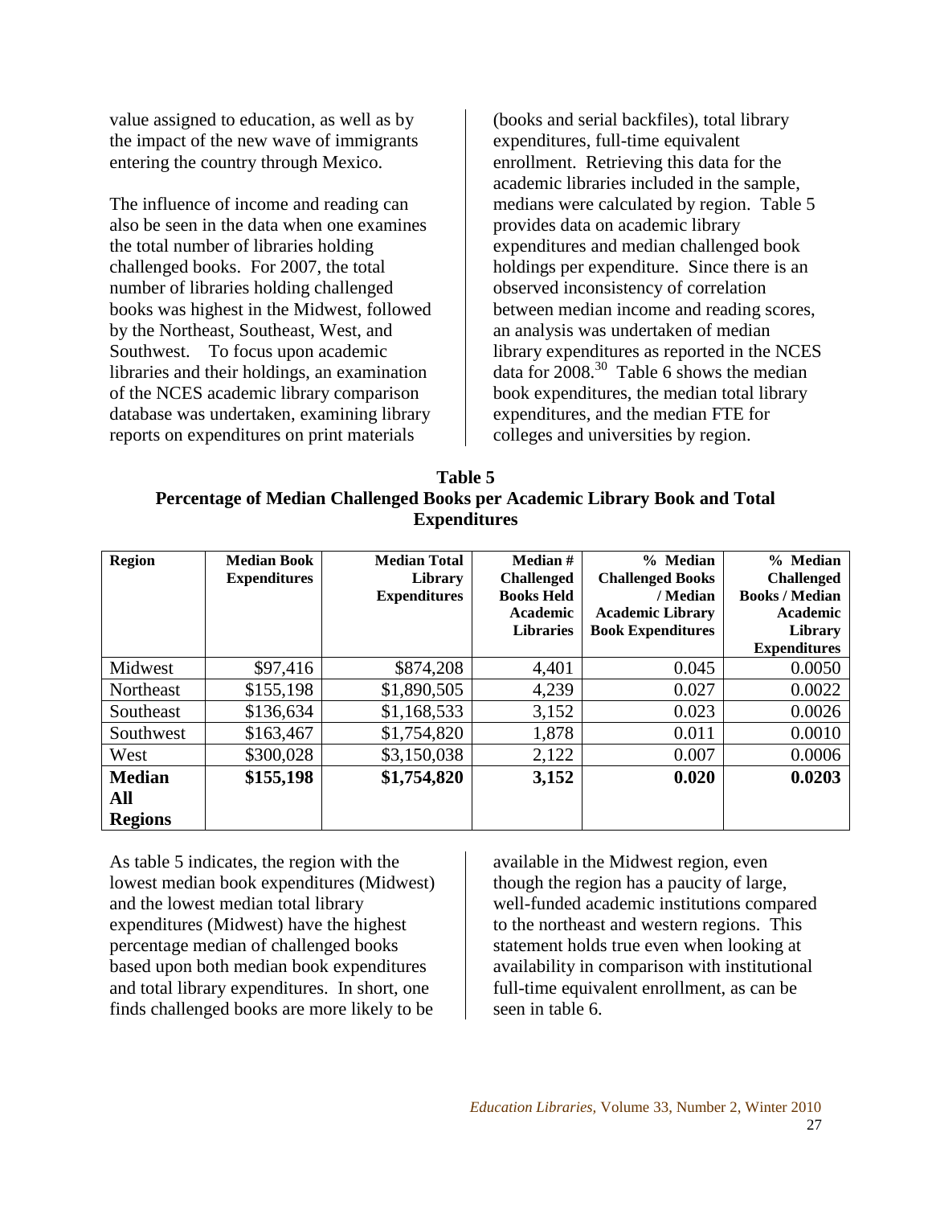value assigned to education, as well as by the impact of the new wave of immigrants entering the country through Mexico.

The influence of income and reading can also be seen in the data when one examines the total number of libraries holding challenged books. For 2007, the total number of libraries holding challenged books was highest in the Midwest, followed by the Northeast, Southeast, West, and Southwest. To focus upon academic libraries and their holdings, an examination of the NCES academic library comparison database was undertaken, examining library reports on expenditures on print materials (books and serial backfiles), total library expenditures, full-time equivalent enrollment. Retrieving this data for the academic libraries included in the sample, medians were calculated by region. Table 5 provides data on academic library expenditures and median challenged book holdings per expenditure. Since there is an observed inconsistency of correlation between median income and reading scores, an analysis was undertaken of median library expenditures as reported in the NCES data for 2008.[30] Table 6 shows the median book expenditures, the median total library expenditures, and the median FTE for colleges and universities by region.

**Table 5**
**Percentage of Median Challenged Books per Academic Library Book and Total Expenditures**

| Region | Median Book Expenditures | Median Total Library Expenditures | Median # Challenged Books Held Academic Libraries | % Median Challenged Books / Median Academic Library Book Expenditures | % Median Challenged Books / Median Academic Library Expenditures |
|---|---|---|---|---|---|
| Midwest | \$97,416 | \$874,208 | 4,401 | 0.045 | 0.0050 |
| Northeast | \$155,198 | \$1,890,505 | 4,239 | 0.027 | 0.0022 |
| Southeast | \$136,634 | \$1,168,533 | 3,152 | 0.023 | 0.0026 |
| Southwest | \$163,467 | \$1,754,820 | 1,878 | 0.011 | 0.0010 |
| West | \$300,028 | \$3,150,038 | 2,122 | 0.007 | 0.0006 |
| **Median All Regions** | **\$155,198** | **\$1,754,820** | **3,152** | **0.020** | **0.0203** |

As table 5 indicates, the region with the lowest median book expenditures (Midwest) and the lowest median total library expenditures (Midwest) have the highest percentage median of challenged books based upon both median book expenditures and total library expenditures. In short, one finds challenged books are more likely to be available in the Midwest region, even though the region has a paucity of large, well-funded academic institutions compared to the northeast and western regions. This statement holds true even when looking at availability in comparison with institutional full-time equivalent enrollment, as can be seen in table 6.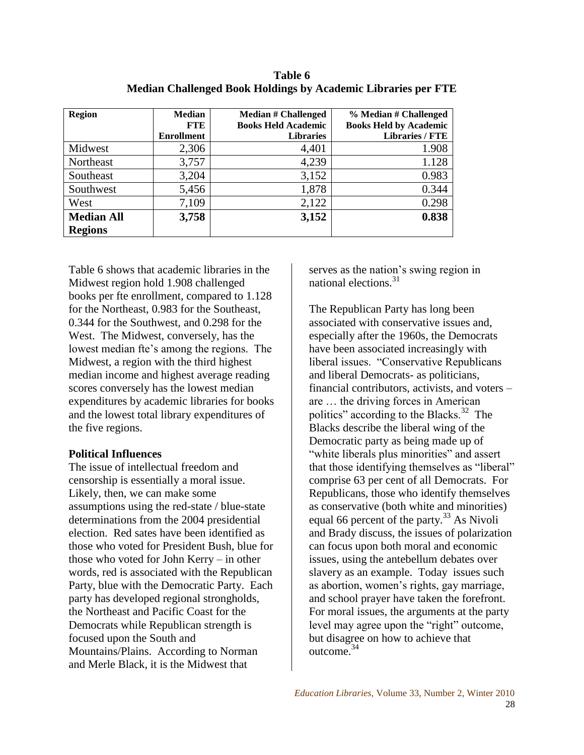**Table 6**
**Median Challenged Book Holdings by Academic Libraries per FTE**

| Region | Median FTE Enrollment | Median # Challenged Books Held Academic Libraries | % Median # Challenged Books Held by Academic Libraries / FTE |
|---|---|---|---|
| Midwest | 2,306 | 4,401 | 1.908 |
| Northeast | 3,757 | 4,239 | 1.128 |
| Southeast | 3,204 | 3,152 | 0.983 |
| Southwest | 5,456 | 1,878 | 0.344 |
| West | 7,109 | 2,122 | 0.298 |
| **Median All Regions** | **3,758** | **3,152** | **0.838** |

Table 6 shows that academic libraries in the Midwest region hold 1.908 challenged books per fte enrollment, compared to 1.128 for the Northeast, 0.983 for the Southeast, 0.344 for the Southwest, and 0.298 for the West. The Midwest, conversely, has the lowest median fte's among the regions. The Midwest, a region with the third highest median income and highest average reading scores conversely has the lowest median expenditures by academic libraries for books and the lowest total library expenditures of the five regions.

**Political Influences**

The issue of intellectual freedom and censorship is essentially a moral issue. Likely, then, we can make some assumptions using the red-state / blue-state determinations from the 2004 presidential election. Red sates have been identified as those who voted for President Bush, blue for those who voted for John Kerry – in other words, red is associated with the Republican Party, blue with the Democratic Party. Each party has developed regional strongholds, the Northeast and Pacific Coast for the Democrats while Republican strength is focused upon the South and Mountains/Plains. According to Norman and Merle Black, it is the Midwest that serves as the nation's swing region in national elections.[31]

The Republican Party has long been associated with conservative issues and, especially after the 1960s, the Democrats have been associated increasingly with liberal issues. "Conservative Republicans and liberal Democrats- as politicians, financial contributors, activists, and voters – are … the driving forces in American politics" according to the Blacks.[32] The Blacks describe the liberal wing of the Democratic party as being made up of "white liberals plus minorities" and assert that those identifying themselves as "liberal" comprise 63 per cent of all Democrats. For Republicans, those who identify themselves as conservative (both white and minorities) equal 66 percent of the party.[33] As Nivoli and Brady discuss, the issues of polarization can focus upon both moral and economic issues, using the antebellum debates over slavery as an example. Today issues such as abortion, women's rights, gay marriage, and school prayer have taken the forefront. For moral issues, the arguments at the party level may agree upon the "right" outcome, but disagree on how to achieve that outcome.[34]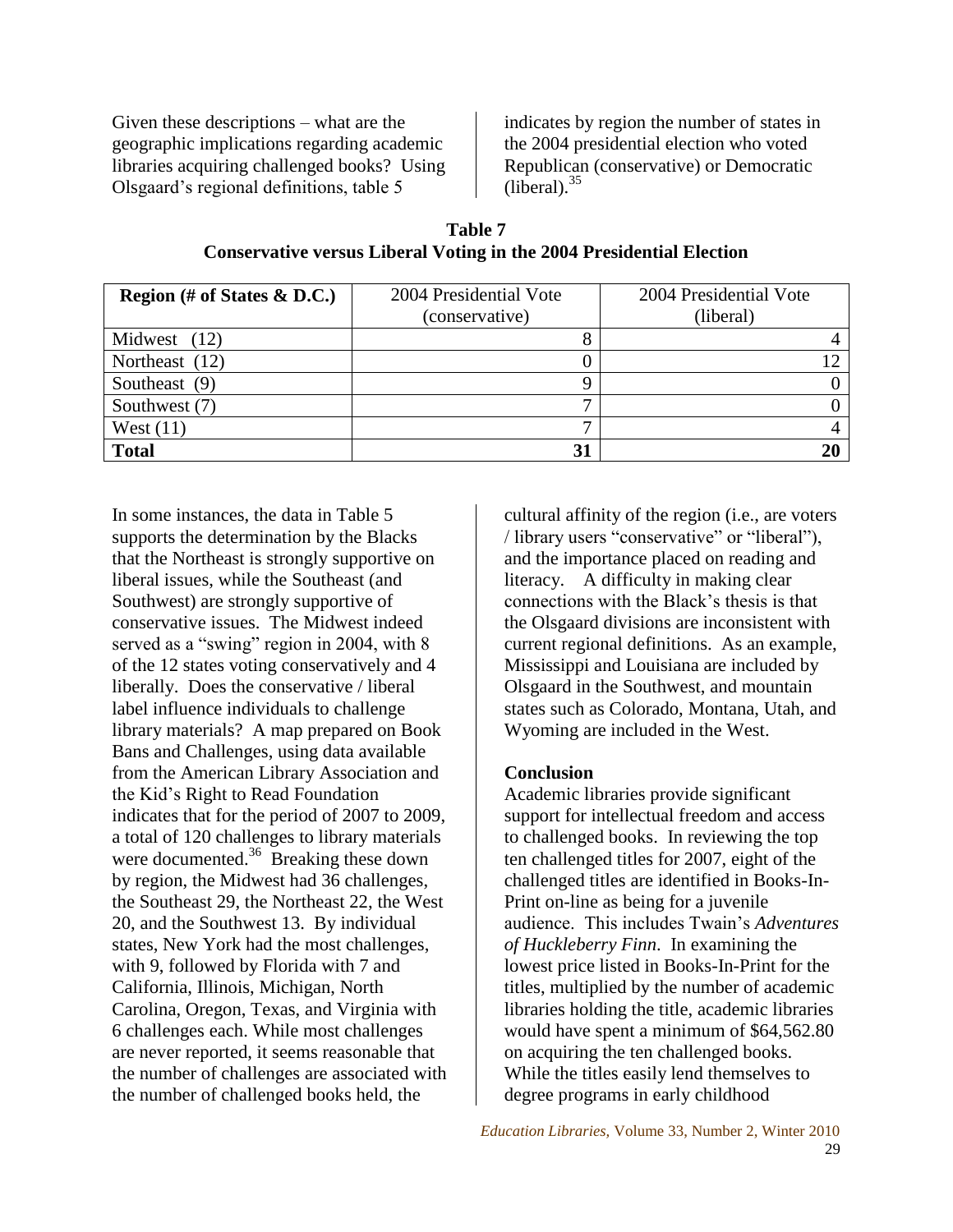Given these descriptions – what are the geographic implications regarding academic libraries acquiring challenged books? Using Olsgaard's regional definitions, table 5 indicates by region the number of states in the 2004 presidential election who voted Republican (conservative) or Democratic (liberal).[35]

**Table 7**
**Conservative versus Liberal Voting in the 2004 Presidential Election**

| Region (# of States & D.C.) | 2004 Presidential Vote (conservative) | 2004 Presidential Vote (liberal) |
|---|---|---|
| Midwest (12) | 8 | 4 |
| Northeast (12) | 0 | 12 |
| Southeast (9) | 9 | 0 |
| Southwest (7) | 7 | 0 |
| West (11) | 7 | 4 |
| **Total** | **31** | **20** |

In some instances, the data in Table 5 supports the determination by the Blacks that the Northeast is strongly supportive on liberal issues, while the Southeast (and Southwest) are strongly supportive of conservative issues. The Midwest indeed served as a "swing" region in 2004, with 8 of the 12 states voting conservatively and 4 liberally. Does the conservative / liberal label influence individuals to challenge library materials? A map prepared on Book Bans and Challenges, using data available from the American Library Association and the Kid's Right to Read Foundation indicates that for the period of 2007 to 2009, a total of 120 challenges to library materials were documented.[36] Breaking these down by region, the Midwest had 36 challenges, the Southeast 29, the Northeast 22, the West 20, and the Southwest 13. By individual states, New York had the most challenges, with 9, followed by Florida with 7 and California, Illinois, Michigan, North Carolina, Oregon, Texas, and Virginia with 6 challenges each. While most challenges are never reported, it seems reasonable that the number of challenges are associated with the number of challenged books held, the cultural affinity of the region (i.e., are voters / library users "conservative" or "liberal"), and the importance placed on reading and literacy. A difficulty in making clear connections with the Black's thesis is that the Olsgaard divisions are inconsistent with current regional definitions. As an example, Mississippi and Louisiana are included by Olsgaard in the Southwest, and mountain states such as Colorado, Montana, Utah, and Wyoming are included in the West.

**Conclusion**

Academic libraries provide significant support for intellectual freedom and access to challenged books. In reviewing the top ten challenged titles for 2007, eight of the challenged titles are identified in Books-In-Print on-line as being for a juvenile audience. This includes Twain's *Adventures of Huckleberry Finn*. In examining the lowest price listed in Books-In-Print for the titles, multiplied by the number of academic libraries holding the title, academic libraries would have spent a minimum of $64,562.80 on acquiring the ten challenged books. While the titles easily lend themselves to degree programs in early childhood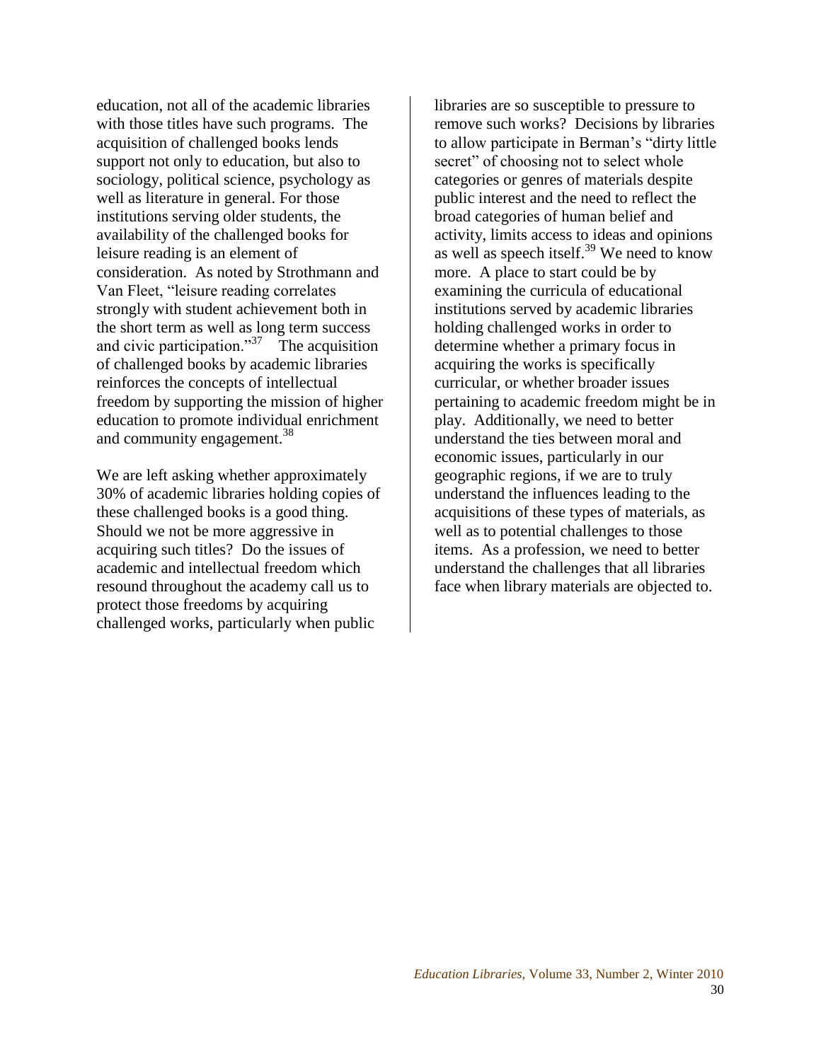education, not all of the academic libraries with those titles have such programs. The acquisition of challenged books lends support not only to education, but also to sociology, political science, psychology as well as literature in general. For those institutions serving older students, the availability of the challenged books for leisure reading is an element of consideration. As noted by Strothmann and Van Fleet, "leisure reading correlates strongly with student achievement both in the short term as well as long term success and civic participation."[37] The acquisition of challenged books by academic libraries reinforces the concepts of intellectual freedom by supporting the mission of higher education to promote individual enrichment and community engagement.[38]

We are left asking whether approximately 30% of academic libraries holding copies of these challenged books is a good thing. Should we not be more aggressive in acquiring such titles? Do the issues of academic and intellectual freedom which resound throughout the academy call us to protect those freedoms by acquiring challenged works, particularly when public libraries are so susceptible to pressure to remove such works? Decisions by libraries to allow participate in Berman's "dirty little secret" of choosing not to select whole categories or genres of materials despite public interest and the need to reflect the broad categories of human belief and activity, limits access to ideas and opinions as well as speech itself.[39] We need to know more. A place to start could be by examining the curricula of educational institutions served by academic libraries holding challenged works in order to determine whether a primary focus in acquiring the works is specifically curricular, or whether broader issues pertaining to academic freedom might be in play. Additionally, we need to better understand the ties between moral and economic issues, particularly in our geographic regions, if we are to truly understand the influences leading to the acquisitions of these types of materials, as well as to potential challenges to those items. As a profession, we need to better understand the challenges that all libraries face when library materials are objected to.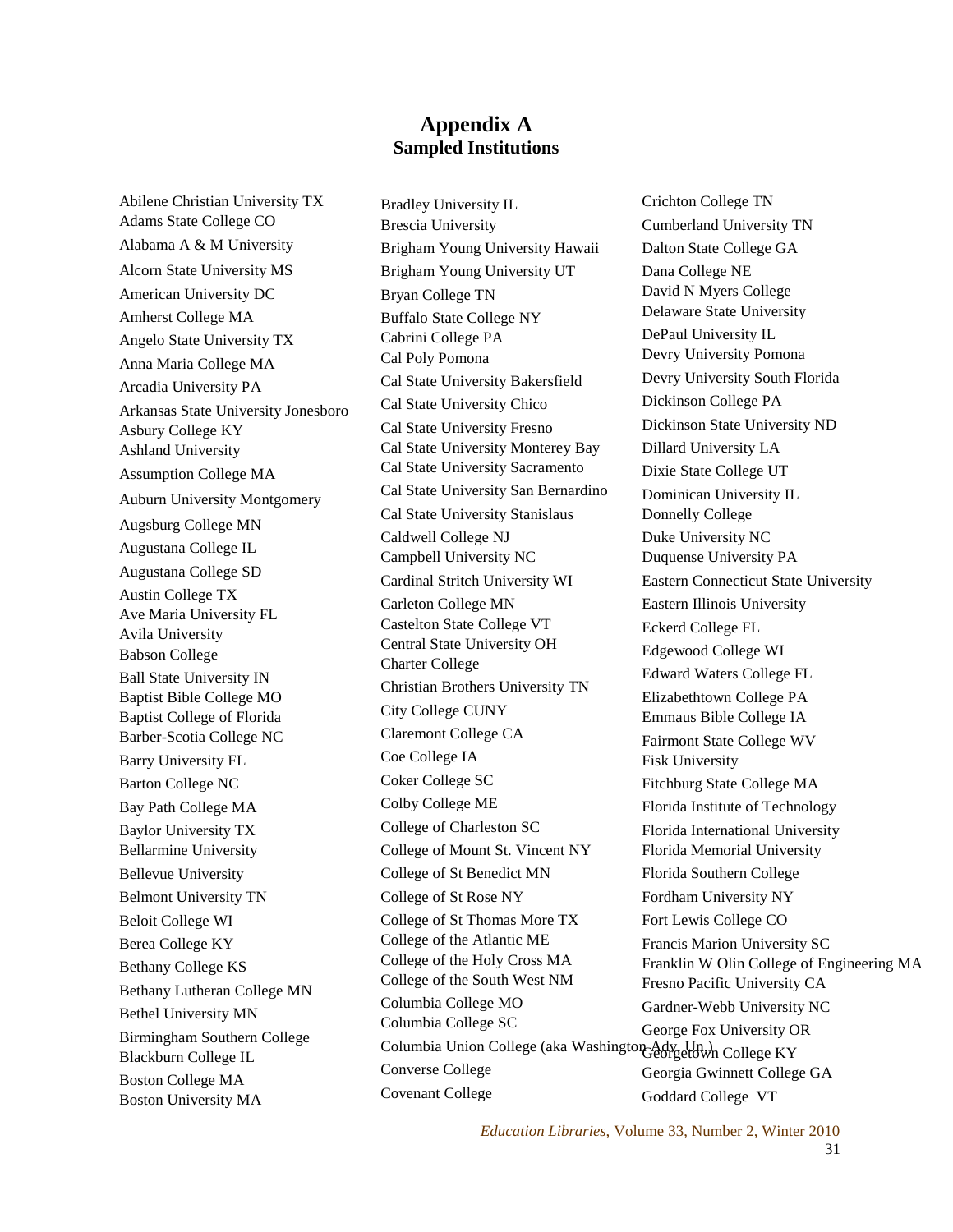# Appendix A
## Sampled Institutions

Abilene Christian University TX
Adams State College CO
Alabama A & M University
Alcorn State University MS
American University DC
Amherst College MA
Angelo State University TX
Anna Maria College MA
Arcadia University PA
Arkansas State University Jonesboro
Asbury College KY
Ashland University
Assumption College MA
Auburn University Montgomery
Augsburg College MN
Augustana College IL
Augustana College SD
Austin College TX
Ave Maria University FL
Avila University
Babson College
Ball State University IN
Baptist Bible College MO
Baptist College of Florida
Barber-Scotia College NC
Barry University FL
Barton College NC
Bay Path College MA
Baylor University TX
Bellarmine University
Bellevue University
Belmont University TN
Beloit College WI
Berea College KY
Bethany College KS
Bethany Lutheran College MN
Bethel University MN
Birmingham Southern College
Blackburn College IL
Boston College MA
Boston University MA
Bradley University IL
Brescia University
Brigham Young University Hawaii
Brigham Young University UT
Bryan College TN
Buffalo State College NY
Cabrini College PA
Cal Poly Pomona
Cal State University Bakersfield
Cal State University Chico
Cal State University Fresno
Cal State University Monterey Bay
Cal State University Sacramento
Cal State University San Bernardino
Cal State University Stanislaus
Caldwell College NJ
Campbell University NC
Cardinal Stritch University WI
Carleton College MN
Castelton State College VT
Central State University OH
Charter College
Christian Brothers University TN
City College CUNY
Claremont College CA
Coe College IA
Coker College SC
Colby College ME
College of Charleston SC
College of Mount St. Vincent NY
College of St Benedict MN
College of St Rose NY
College of St Thomas More TX
College of the Atlantic ME
College of the Holy Cross MA
College of the South West NM
Columbia College MO
Columbia College SC
Columbia Union College (aka Washington Adv. Un.)
Converse College
Covenant College
Crichton College TN
Cumberland University TN
Dalton State College GA
Dana College NE
David N Myers College
Delaware State University
DePaul University IL
Devry University Pomona
Devry University South Florida
Dickinson College PA
Dickinson State University ND
Dillard University LA
Dixie State College UT
Dominican University IL
Donnelly College
Duke University NC
Duquense University PA
Eastern Connecticut State University
Eastern Illinois University
Eckerd College FL
Edgewood College WI
Edward Waters College FL
Elizabethtown College PA
Emmaus Bible College IA
Fairmont State College WV
Fisk University
Fitchburg State College MA
Florida Institute of Technology
Florida International University
Florida Memorial University
Florida Southern College
Fordham University NY
Fort Lewis College CO
Francis Marion University SC
Franklin W Olin College of Engineering MA
Fresno Pacific University CA
Gardner-Webb University NC
George Fox University OR
Georgetown College KY
Georgia Gwinnett College GA
Goddard College VT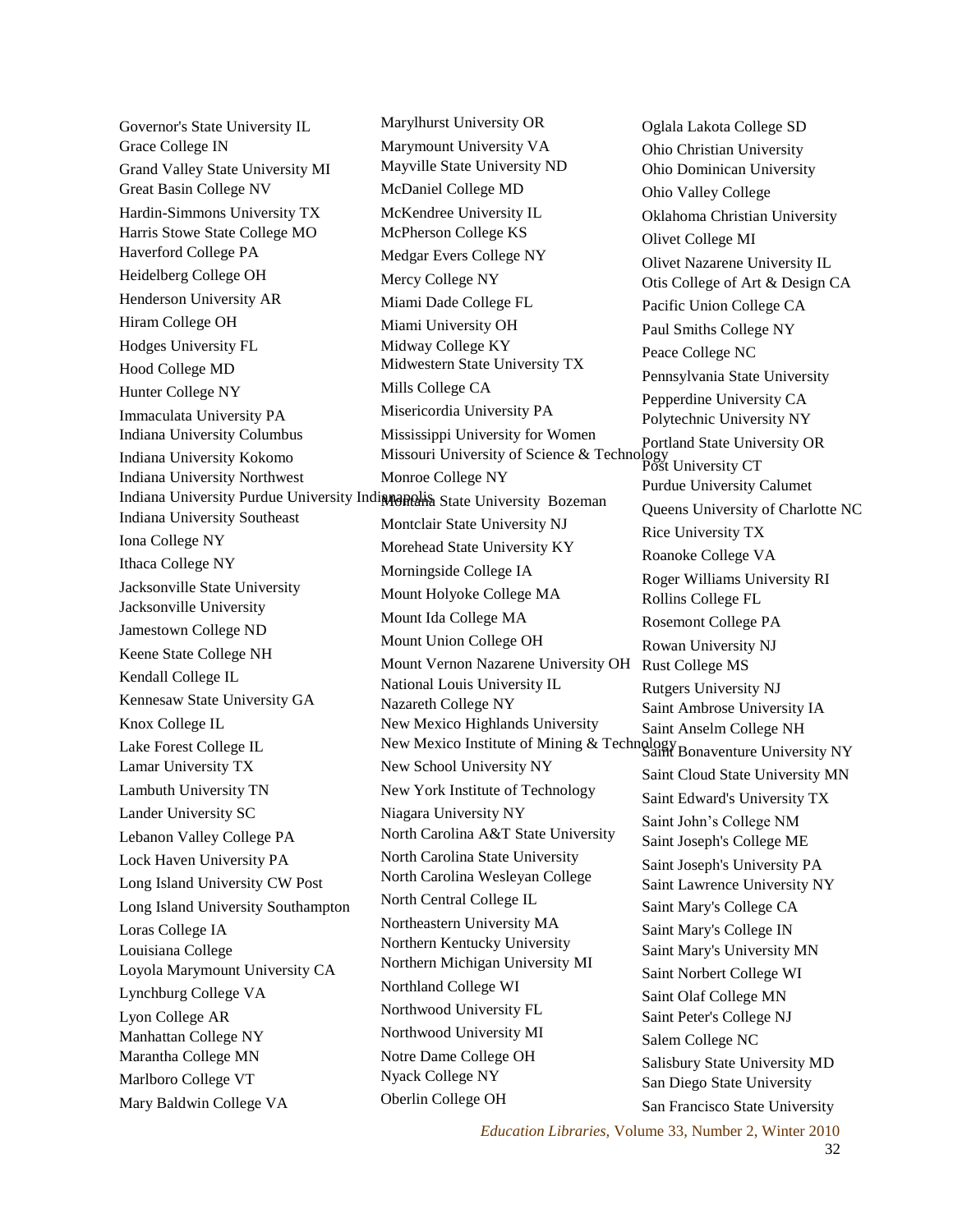Governor's State University IL
Grace College IN
Grand Valley State University MI
Great Basin College NV
Hardin-Simmons University TX
Harris Stowe State College MO
Haverford College PA
Heidelberg College OH
Henderson University AR
Hiram College OH
Hodges University FL
Hood College MD
Hunter College NY
Immaculata University PA
Indiana University Columbus
Indiana University Kokomo
Indiana University Northwest
Indiana University Purdue University Indianapolis
Indiana University Southeast
Iona College NY
Ithaca College NY
Jacksonville State University
Jacksonville University
Jamestown College ND
Keene State College NH
Kendall College IL
Kennesaw State University GA
Knox College IL
Lake Forest College IL
Lamar University TX
Lambuth University TN
Lander University SC
Lebanon Valley College PA
Lock Haven University PA
Long Island University CW Post
Long Island University Southampton
Loras College IA
Louisiana College
Loyola Marymount University CA
Lynchburg College VA
Lyon College AR
Manhattan College NY
Marantha College MN
Marlboro College VT
Mary Baldwin College VA

Marylhurst University OR
Marymount University VA
Mayville State University ND
McDaniel College MD
McKendree University IL
McPherson College KS
Medgar Evers College NY
Mercy College NY
Miami Dade College FL
Miami University OH
Midway College KY
Midwestern State University TX
Mills College CA
Misericordia University PA
Mississippi University for Women
Missouri University of Science & Technology
Monroe College NY
Montana State University Bozeman
Montclair State University NJ
Morehead State University KY
Morningside College IA
Mount Holyoke College MA
Mount Ida College MA
Mount Union College OH
Mount Vernon Nazarene University OH
National Louis University IL
Nazareth College NY
New Mexico Highlands University
New Mexico Institute of Mining & Technology
New School University NY
New York Institute of Technology
Niagara University NY
North Carolina A&T State University
North Carolina State University
North Carolina Wesleyan College
North Central College IL
Northeastern University MA
Northern Kentucky University
Northern Michigan University MI
Northland College WI
Northwood University FL
Northwood University MI
Notre Dame College OH
Nyack College NY
Oberlin College OH

Oglala Lakota College SD
Ohio Christian University
Ohio Dominican University
Ohio Valley College
Oklahoma Christian University
Olivet College MI
Olivet Nazarene University IL
Otis College of Art & Design CA
Pacific Union College CA
Paul Smiths College NY
Peace College NC
Pennsylvania State University
Pepperdine University CA
Polytechnic University NY
Portland State University OR
Post University CT
Purdue University Calumet
Queens University of Charlotte NC
Rice University TX
Roanoke College VA
Roger Williams University RI
Rollins College FL
Rosemont College PA
Rowan University NJ
Rust College MS
Rutgers University NJ
Saint Ambrose University IA
Saint Anselm College NH
Saint Bonaventure University NY
Saint Cloud State University MN
Saint Edward's University TX
Saint John's College NM
Saint Joseph's College ME
Saint Joseph's University PA
Saint Lawrence University NY
Saint Mary's College CA
Saint Mary's College IN
Saint Mary's University MN
Saint Norbert College WI
Saint Olaf College MN
Saint Peter's College NJ
Salem College NC
Salisbury State University MD
San Diego State University
San Francisco State University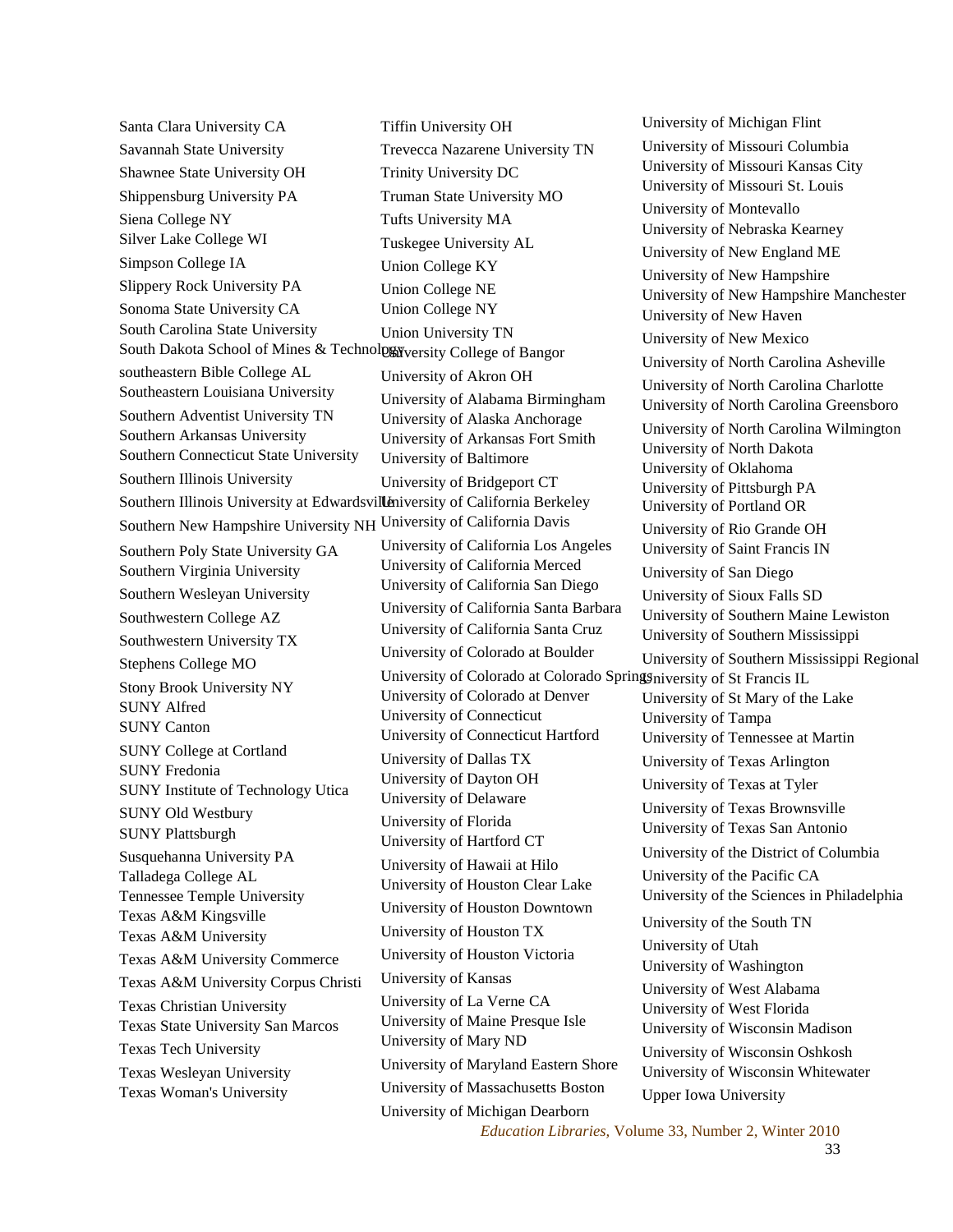Santa Clara University CA
Savannah State University
Shawnee State University OH
Shippensburg University PA
Siena College NY
Silver Lake College WI
Simpson College IA
Slippery Rock University PA
Sonoma State University CA
South Carolina State University
South Dakota School of Mines & Technology
southeastern Bible College AL
Southeastern Louisiana University
Southern Adventist University TN
Southern Arkansas University
Southern Connecticut State University
Southern Illinois University
Southern Illinois University at Edwardsville
Southern New Hampshire University NH
Southern Poly State University GA
Southern Virginia University
Southern Wesleyan University
Southwestern College AZ
Southwestern University TX
Stephens College MO
Stony Brook University NY
SUNY Alfred
SUNY Canton
SUNY College at Cortland
SUNY Fredonia
SUNY Institute of Technology Utica
SUNY Old Westbury
SUNY Plattsburgh
Susquehanna University PA
Talladega College AL
Tennessee Temple University
Texas A&M Kingsville
Texas A&M University
Texas A&M University Commerce
Texas A&M University Corpus Christi
Texas Christian University
Texas State University San Marcos
Texas Tech University
Texas Wesleyan University
Texas Woman's University
Tiffin University OH
Trevecca Nazarene University TN
Trinity University DC
Truman State University MO
Tufts University MA
Tuskegee University AL
Union College KY
Union College NE
Union College NY
Union University TN
University College of Bangor
University of Akron OH
University of Alabama Birmingham
University of Alaska Anchorage
University of Arkansas Fort Smith
University of Baltimore
University of Bridgeport CT
University of California Berkeley
University of California Davis
University of California Los Angeles
University of California Merced
University of California San Diego
University of California Santa Barbara
University of California Santa Cruz
University of Colorado at Boulder
University of Colorado at Colorado Springs
University of Colorado at Denver
University of Connecticut
University of Connecticut Hartford
University of Dallas TX
University of Dayton OH
University of Delaware
University of Florida
University of Hartford CT
University of Hawaii at Hilo
University of Houston Clear Lake
University of Houston Downtown
University of Houston TX
University of Houston Victoria
University of Kansas
University of La Verne CA
University of Maine Presque Isle
University of Mary ND
University of Maryland Eastern Shore
University of Massachusetts Boston
University of Michigan Dearborn
University of Michigan Flint
University of Missouri Columbia
University of Missouri Kansas City
University of Missouri St. Louis
University of Montevallo
University of Nebraska Kearney
University of New England ME
University of New Hampshire
University of New Hampshire Manchester
University of New Haven
University of New Mexico
University of North Carolina Asheville
University of North Carolina Charlotte
University of North Carolina Greensboro
University of North Carolina Wilmington
University of North Dakota
University of Oklahoma
University of Pittsburgh PA
University of Portland OR
University of Rio Grande OH
University of Saint Francis IN
University of San Diego
University of Sioux Falls SD
University of Southern Maine Lewiston
University of Southern Mississippi
University of Southern Mississippi Regional
University of St Francis IL
University of St Mary of the Lake
University of Tampa
University of Tennessee at Martin
University of Texas Arlington
University of Texas at Tyler
University of Texas Brownsville
University of Texas San Antonio
University of the District of Columbia
University of the Pacific CA
University of the Sciences in Philadelphia
University of the South TN
University of Utah
University of Washington
University of West Alabama
University of West Florida
University of Wisconsin Madison
University of Wisconsin Oshkosh
University of Wisconsin Whitewater
Upper Iowa University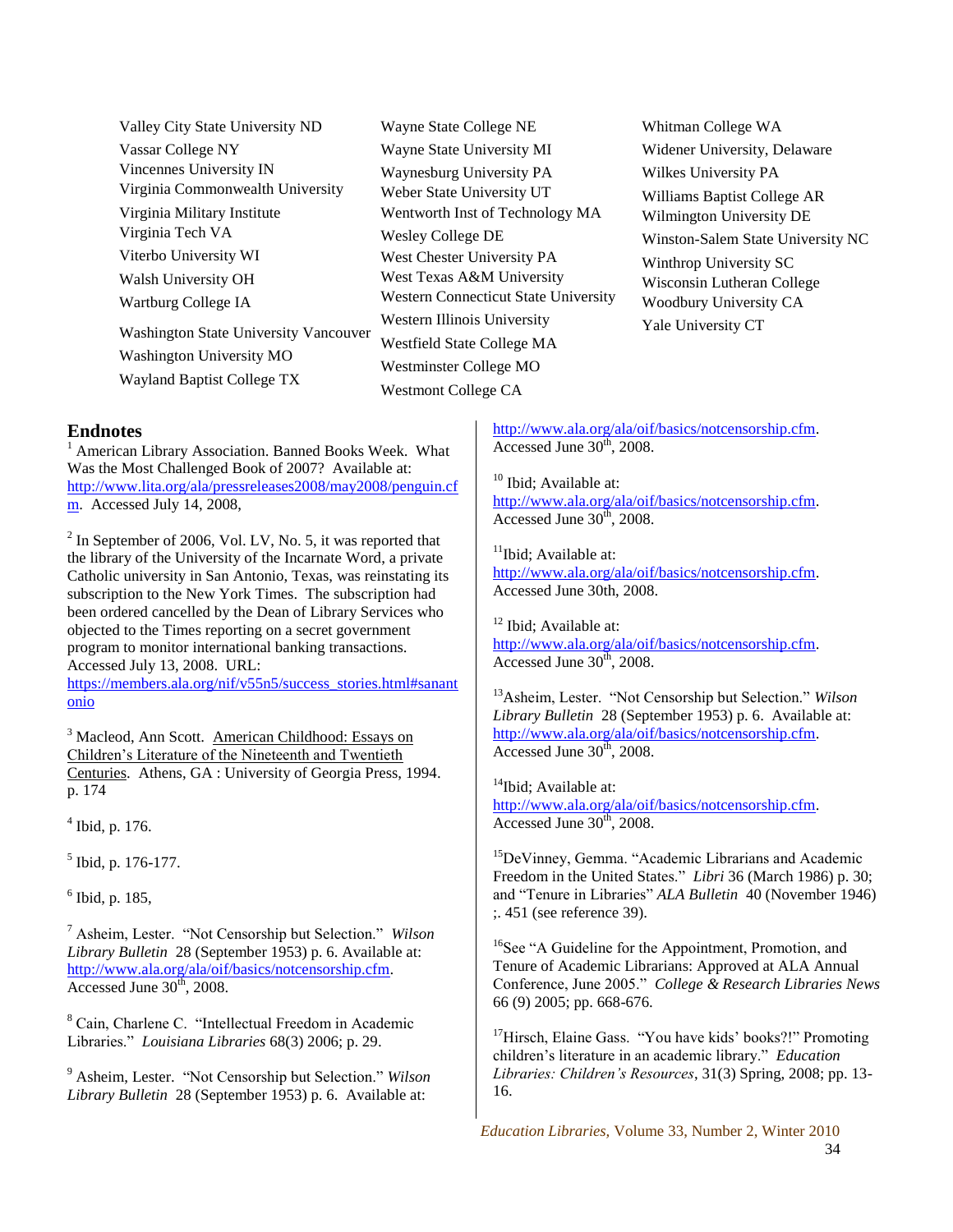Valley City State University ND
Vassar College NY
Vincennes University IN
Virginia Commonwealth University
Virginia Military Institute
Virginia Tech VA
Viterbo University WI
Walsh University OH
Wartburg College IA
Washington State University Vancouver
Washington University MO
Wayland Baptist College TX
Wayne State College NE
Wayne State University MI
Waynesburg University PA
Weber State University UT
Wentworth Inst of Technology MA
Wesley College DE
West Chester University PA
West Texas A&M University
Western Connecticut State University
Western Illinois University
Westfield State College MA
Westminster College MO
Westmont College CA
Whitman College WA
Widener University, Delaware
Wilkes University PA
Williams Baptist College AR
Wilmington University DE
Winston-Salem State University NC
Winthrop University SC
Wisconsin Lutheran College
Woodbury University CA
Yale University CT

## Endnotes

[1] American Library Association. Banned Books Week. What Was the Most Challenged Book of 2007? Available at: http://www.lita.org/ala/pressreleases2008/may2008/penguin.cfm. Accessed July 14, 2008,

[2] In September of 2006, Vol. LV, No. 5, it was reported that the library of the University of the Incarnate Word, a private Catholic university in San Antonio, Texas, was reinstating its subscription to the New York Times. The subscription had been ordered cancelled by the Dean of Library Services who objected to the Times reporting on a secret government program to monitor international banking transactions. Accessed July 13, 2008. URL: https://members.ala.org/nif/v55n5/success_stories.html#sanantonio

[3] Macleod, Ann Scott. American Childhood: Essays on Children's Literature of the Nineteenth and Twentieth Centuries. Athens, GA : University of Georgia Press, 1994. p. 174

[4] Ibid, p. 176.

[5] Ibid, p. 176-177.

[6] Ibid, p. 185,

[7] Asheim, Lester. "Not Censorship but Selection." *Wilson Library Bulletin* 28 (September 1953) p. 6. Available at: http://www.ala.org/ala/oif/basics/notcensorship.cfm. Accessed June 30th, 2008.

[8] Cain, Charlene C. "Intellectual Freedom in Academic Libraries." *Louisiana Libraries* 68(3) 2006; p. 29.

[9] Asheim, Lester. "Not Censorship but Selection." *Wilson Library Bulletin* 28 (September 1953) p. 6. Available at: http://www.ala.org/ala/oif/basics/notcensorship.cfm. Accessed June 30th, 2008.

[10] Ibid; Available at: http://www.ala.org/ala/oif/basics/notcensorship.cfm. Accessed June 30th, 2008.

[11] Ibid; Available at: http://www.ala.org/ala/oif/basics/notcensorship.cfm. Accessed June 30th, 2008.

[12] Ibid; Available at: http://www.ala.org/ala/oif/basics/notcensorship.cfm. Accessed June 30th, 2008.

[13] Asheim, Lester. "Not Censorship but Selection." *Wilson Library Bulletin* 28 (September 1953) p. 6. Available at: http://www.ala.org/ala/oif/basics/notcensorship.cfm. Accessed June 30th, 2008.

[14] Ibid; Available at: http://www.ala.org/ala/oif/basics/notcensorship.cfm. Accessed June 30th, 2008.

[15] DeVinney, Gemma. "Academic Librarians and Academic Freedom in the United States." *Libri* 36 (March 1986) p. 30; and "Tenure in Libraries" *ALA Bulletin* 40 (November 1946) ;. 451 (see reference 39).

[16] See "A Guideline for the Appointment, Promotion, and Tenure of Academic Librarians: Approved at ALA Annual Conference, June 2005." *College & Research Libraries News* 66 (9) 2005; pp. 668-676.

[17] Hirsch, Elaine Gass. "You have kids' books?!" Promoting children's literature in an academic library." *Education Libraries: Children's Resources*, 31(3) Spring, 2008; pp. 13-16.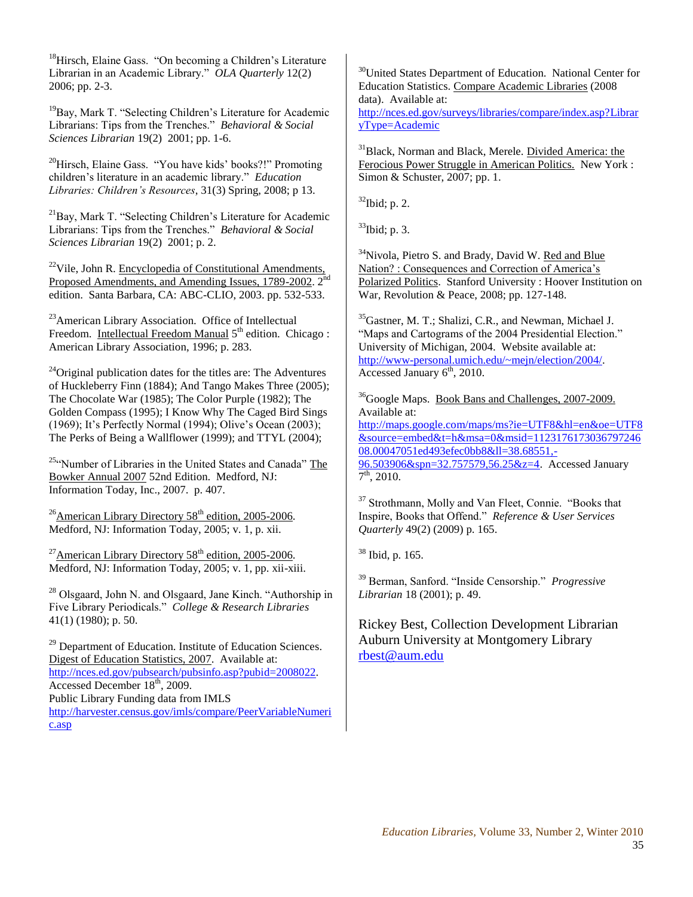[18]Hirsch, Elaine Gass. "On becoming a Children's Literature Librarian in an Academic Library." *OLA Quarterly* 12(2) 2006; pp. 2-3.

[19]Bay, Mark T. "Selecting Children's Literature for Academic Librarians: Tips from the Trenches." *Behavioral & Social Sciences Librarian* 19(2) 2001; pp. 1-6.

[20]Hirsch, Elaine Gass. "You have kids' books?!" Promoting children's literature in an academic library." *Education Libraries: Children's Resources*, 31(3) Spring, 2008; p 13.

[21]Bay, Mark T. "Selecting Children's Literature for Academic Librarians: Tips from the Trenches." *Behavioral & Social Sciences Librarian* 19(2) 2001; p. 2.

[22]Vile, John R. Encyclopedia of Constitutional Amendments, Proposed Amendments, and Amending Issues, 1789-2002. 2nd edition. Santa Barbara, CA: ABC-CLIO, 2003. pp. 532-533.

[23]American Library Association. Office of Intellectual Freedom. Intellectual Freedom Manual 5th edition. Chicago : American Library Association, 1996; p. 283.

[24]Original publication dates for the titles are: The Adventures of Huckleberry Finn (1884); And Tango Makes Three (2005); The Chocolate War (1985); The Color Purple (1982); The Golden Compass (1995); I Know Why The Caged Bird Sings (1969); It's Perfectly Normal (1994); Olive's Ocean (2003); The Perks of Being a Wallflower (1999); and TTYL (2004);

[25]"Number of Libraries in the United States and Canada" The Bowker Annual 2007 52nd Edition. Medford, NJ: Information Today, Inc., 2007. p. 407.

[26]American Library Directory 58th edition, 2005-2006. Medford, NJ: Information Today, 2005; v. 1, p. xii.

[27]American Library Directory 58th edition, 2005-2006. Medford, NJ: Information Today, 2005; v. 1, pp. xii-xiii.

[28] Olsgaard, John N. and Olsgaard, Jane Kinch. "Authorship in Five Library Periodicals." *College & Research Libraries* 41(1) (1980); p. 50.

[29] Department of Education. Institute of Education Sciences. Digest of Education Statistics, 2007. Available at: http://nces.ed.gov/pubsearch/pubsinfo.asp?pubid=2008022. Accessed December 18th, 2009.
Public Library Funding data from IMLS http://harvester.census.gov/imls/compare/PeerVariableNumeric.asp

[30]United States Department of Education. National Center for Education Statistics. Compare Academic Libraries (2008 data). Available at: http://nces.ed.gov/surveys/libraries/compare/index.asp?LibraryType=Academic

[31]Black, Norman and Black, Merele. Divided America: the Ferocious Power Struggle in American Politics. New York : Simon & Schuster, 2007; pp. 1.

[32]Ibid; p. 2.

[33]Ibid; p. 3.

[34]Nivola, Pietro S. and Brady, David W. Red and Blue Nation? : Consequences and Correction of America's Polarized Politics. Stanford University : Hoover Institution on War, Revolution & Peace, 2008; pp. 127-148.

[35]Gastner, M. T.; Shalizi, C.R., and Newman, Michael J. "Maps and Cartograms of the 2004 Presidential Election." University of Michigan, 2004. Website available at: http://www-personal.umich.edu/~mejn/election/2004/. Accessed January 6th, 2010.

[36]Google Maps. Book Bans and Challenges, 2007-2009. Available at: http://maps.google.com/maps/ms?ie=UTF8&hl=en&oe=UTF8&source=embed&t=h&msa=0&msid=112317617303679724608.00047051ed493efec0bb8&ll=38.68551,-96.503906&spn=32.757579,56.25&z=4. Accessed January 7th, 2010.

[37] Strothmann, Molly and Van Fleet, Connie. "Books that Inspire, Books that Offend." *Reference & User Services Quarterly* 49(2) (2009) p. 165.

[38] Ibid, p. 165.

[39] Berman, Sanford. "Inside Censorship." *Progressive Librarian* 18 (2001); p. 49.

Rickey Best, Collection Development Librarian
Auburn University at Montgomery Library
rbest@aum.edu